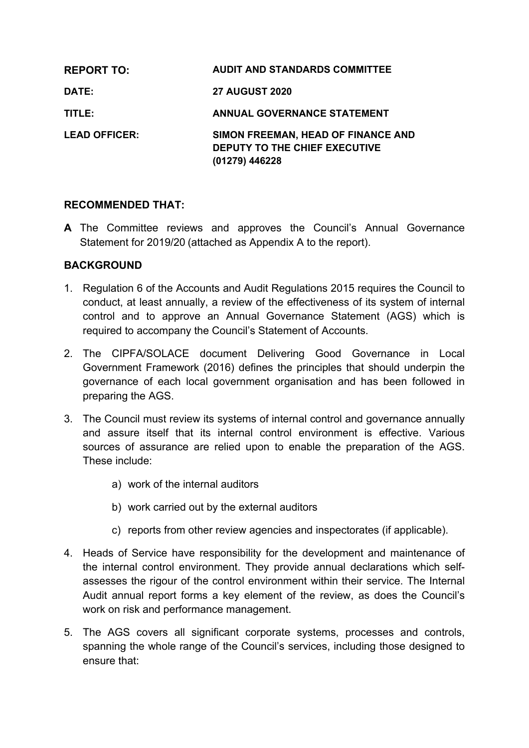| | |
|---|---|
| **REPORT TO:** | **AUDIT AND STANDARDS COMMITTEE** |
| **DATE:** | **27 AUGUST 2020** |
| **TITLE:** | **ANNUAL GOVERNANCE STATEMENT** |
| **LEAD OFFICER:** | **SIMON FREEMAN, HEAD OF FINANCE AND DEPUTY TO THE CHIEF EXECUTIVE (01279) 446228** |

## RECOMMENDED THAT:

**A** The Committee reviews and approves the Council's Annual Governance Statement for 2019/20 (attached as Appendix A to the report).

## BACKGROUND

1. Regulation 6 of the Accounts and Audit Regulations 2015 requires the Council to conduct, at least annually, a review of the effectiveness of its system of internal control and to approve an Annual Governance Statement (AGS) which is required to accompany the Council's Statement of Accounts.

2. The CIPFA/SOLACE document Delivering Good Governance in Local Government Framework (2016) defines the principles that should underpin the governance of each local government organisation and has been followed in preparing the AGS.

3. The Council must review its systems of internal control and governance annually and assure itself that its internal control environment is effective. Various sources of assurance are relied upon to enable the preparation of the AGS. These include:

    a) work of the internal auditors

    b) work carried out by the external auditors

    c) reports from other review agencies and inspectorates (if applicable).

4. Heads of Service have responsibility for the development and maintenance of the internal control environment. They provide annual declarations which self-assesses the rigour of the control environment within their service. The Internal Audit annual report forms a key element of the review, as does the Council's work on risk and performance management.

5. The AGS covers all significant corporate systems, processes and controls, spanning the whole range of the Council's services, including those designed to ensure that: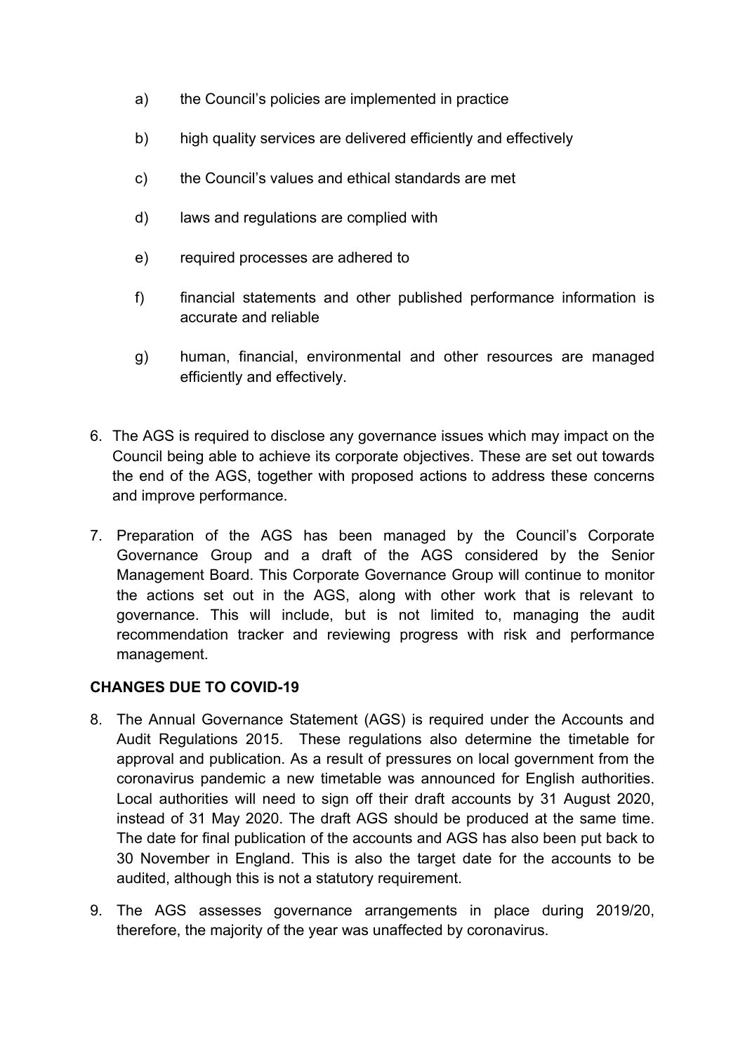a) the Council's policies are implemented in practice

b) high quality services are delivered efficiently and effectively

c) the Council's values and ethical standards are met

d) laws and regulations are complied with

e) required processes are adhered to

f) financial statements and other published performance information is accurate and reliable

g) human, financial, environmental and other resources are managed efficiently and effectively.

6. The AGS is required to disclose any governance issues which may impact on the Council being able to achieve its corporate objectives. These are set out towards the end of the AGS, together with proposed actions to address these concerns and improve performance.

7. Preparation of the AGS has been managed by the Council's Corporate Governance Group and a draft of the AGS considered by the Senior Management Board. This Corporate Governance Group will continue to monitor the actions set out in the AGS, along with other work that is relevant to governance. This will include, but is not limited to, managing the audit recommendation tracker and reviewing progress with risk and performance management.

**CHANGES DUE TO COVID-19**

8. The Annual Governance Statement (AGS) is required under the Accounts and Audit Regulations 2015. These regulations also determine the timetable for approval and publication. As a result of pressures on local government from the coronavirus pandemic a new timetable was announced for English authorities. Local authorities will need to sign off their draft accounts by 31 August 2020, instead of 31 May 2020. The draft AGS should be produced at the same time. The date for final publication of the accounts and AGS has also been put back to 30 November in England. This is also the target date for the accounts to be audited, although this is not a statutory requirement.

9. The AGS assesses governance arrangements in place during 2019/20, therefore, the majority of the year was unaffected by coronavirus.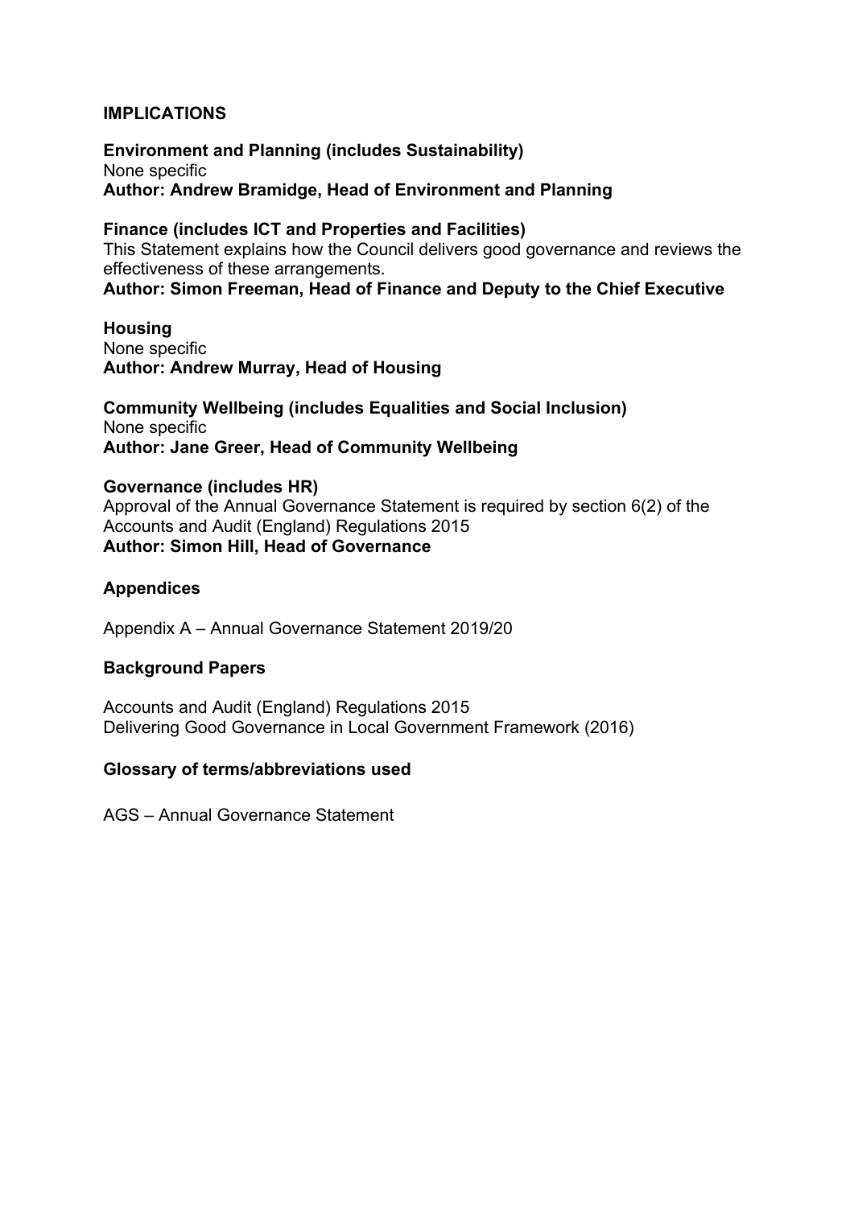## IMPLICATIONS

**Environment and Planning (includes Sustainability)**
None specific
**Author: Andrew Bramidge, Head of Environment and Planning**

**Finance (includes ICT and Properties and Facilities)**
This Statement explains how the Council delivers good governance and reviews the effectiveness of these arrangements.
**Author: Simon Freeman, Head of Finance and Deputy to the Chief Executive**

**Housing**
None specific
**Author: Andrew Murray, Head of Housing**

**Community Wellbeing (includes Equalities and Social Inclusion)**
None specific
**Author: Jane Greer, Head of Community Wellbeing**

**Governance (includes HR)**
Approval of the Annual Governance Statement is required by section 6(2) of the Accounts and Audit (England) Regulations 2015
**Author: Simon Hill, Head of Governance**

## Appendices

Appendix A – Annual Governance Statement 2019/20

## Background Papers

Accounts and Audit (England) Regulations 2015
Delivering Good Governance in Local Government Framework (2016)

## Glossary of terms/abbreviations used

AGS – Annual Governance Statement